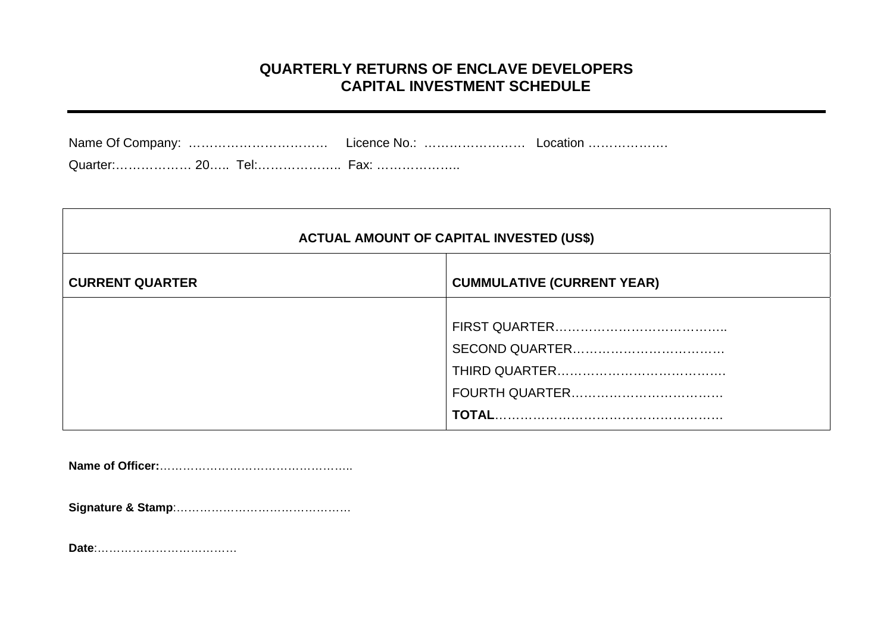## QUARTERLY RETURNS OF ENCLAVE DEVELOPERS
## CAPITAL INVESTMENT SCHEDULE

---

Name Of Company: …………………………… Licence No.: …………………… Location ……………….

Quarter:……………… 20….. Tel:……………….. Fax: ………………..

| ACTUAL AMOUNT OF CAPITAL INVESTED (US$) | |
|---|---|
| **CURRENT QUARTER** | **CUMMULATIVE (CURRENT YEAR)** |
| | FIRST QUARTER………………………………….. <br> SECOND QUARTER……………………………… <br> THIRD QUARTER…………………………………. <br> FOURTH QUARTER……………………………… <br> **TOTAL**……………………………………………… |

**Name of Officer:**…………………………………………..

**Signature & Stamp**:………………………………………

**Date**:………………………………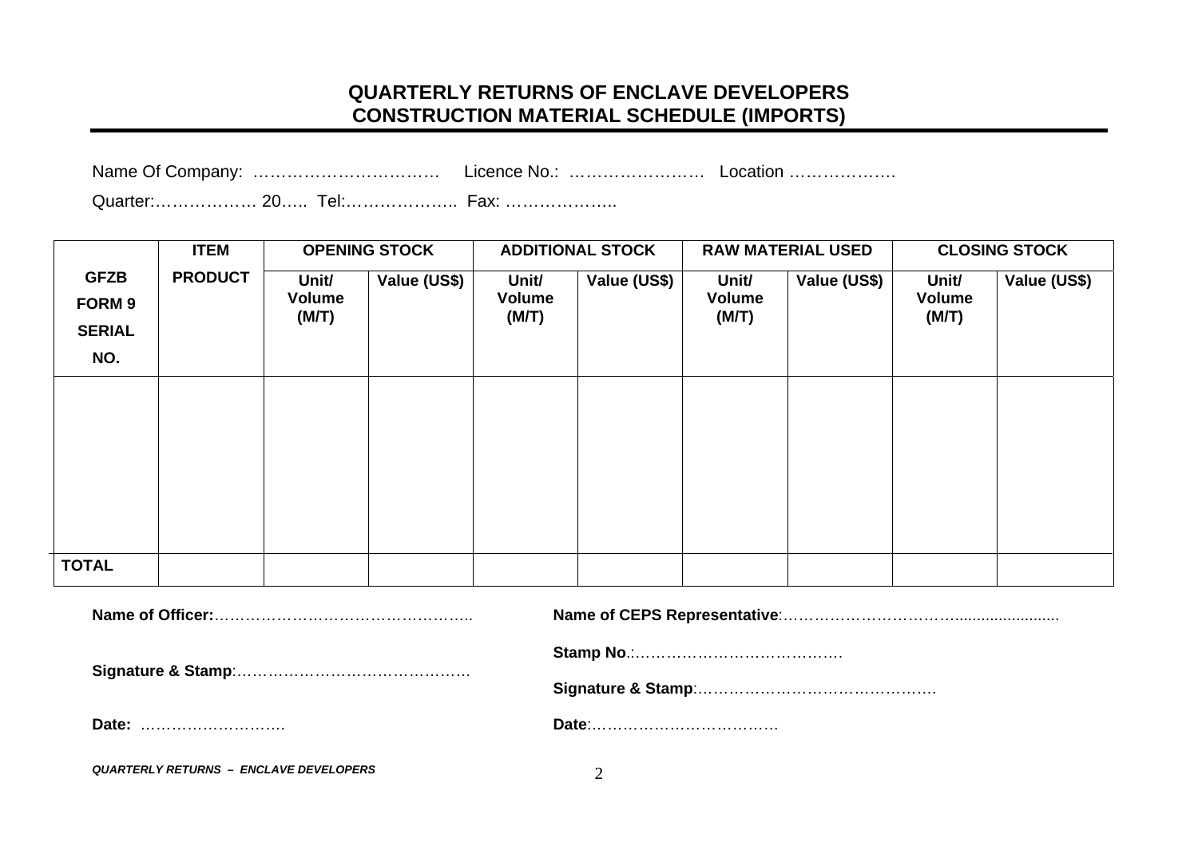# QUARTERLY RETURNS OF ENCLAVE DEVELOPERS
# CONSTRUCTION MATERIAL SCHEDULE (IMPORTS)

Name Of Company: ……………………………  Licence No.: ……………………  Location ……………….

Quarter:……………… 20….. Tel:……………….. Fax: ………………..

| GFZB FORM 9 SERIAL NO. | ITEM PRODUCT | OPENING STOCK | | ADDITIONAL STOCK | | RAW MATERIAL USED | | CLOSING STOCK | |
|---|---|---|---|---|---|---|---|---|---|
| | | Unit/ Volume (M/T) | Value (US$) | Unit/ Volume (M/T) | Value (US$) | Unit/ Volume (M/T) | Value (US$) | Unit/ Volume (M/T) | Value (US$) |
| | | | | | | | | | |
| **TOTAL** | | | | | | | | | |

**Name of Officer:**…………………………………………..

**Signature & Stamp**:………………………………………

**Date:** ……………………….

**Name of CEPS Representative**:……………………………….....................

**Stamp No**.:…………………………………….

**Signature & Stamp**:……………………………………….

**Date**:………………………………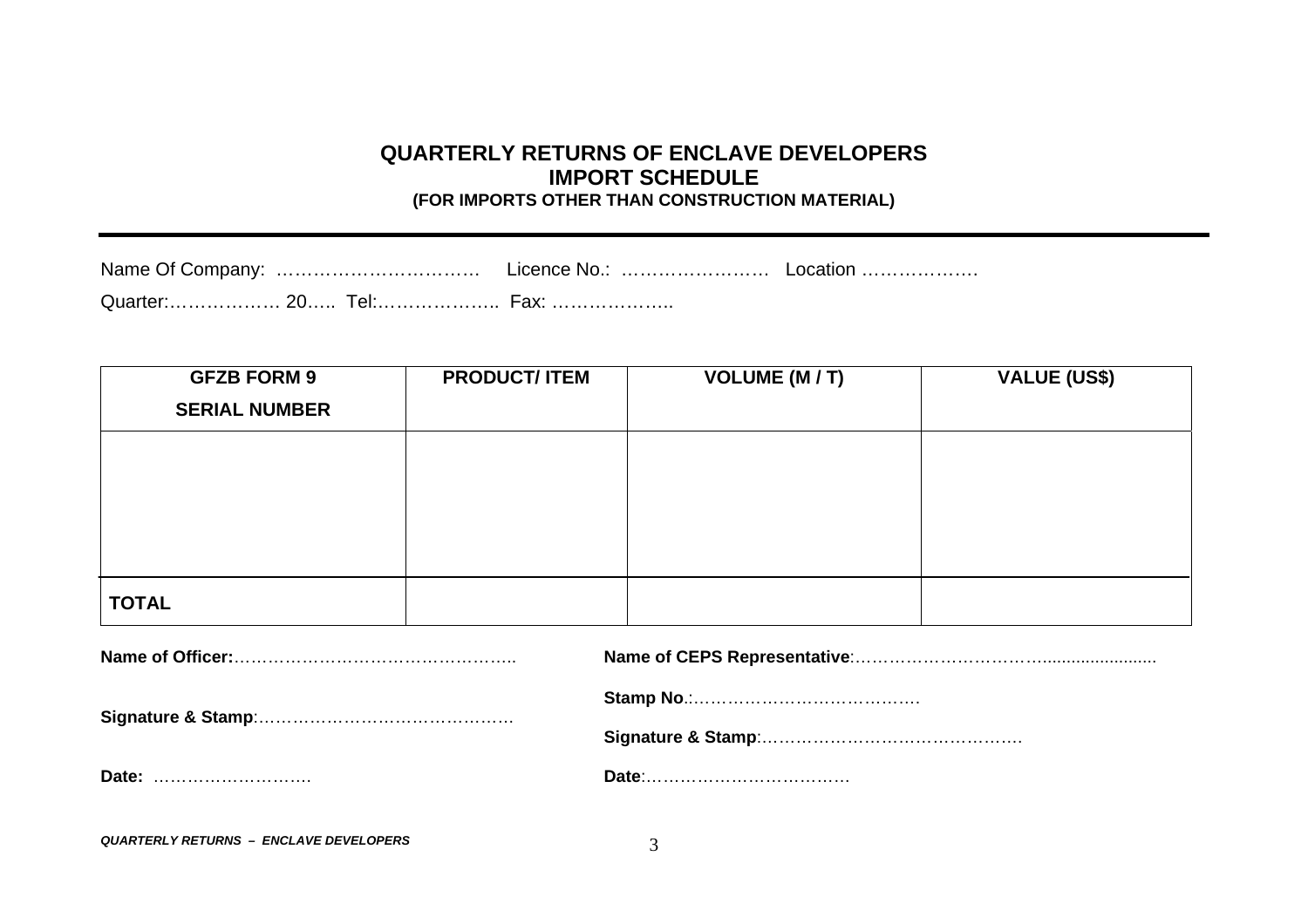# QUARTERLY RETURNS OF ENCLAVE DEVELOPERS
## IMPORT SCHEDULE
### (FOR IMPORTS OTHER THAN CONSTRUCTION MATERIAL)

Name Of Company: …………………………… Licence No.: …………………… Location ……………….

Quarter:……………… 20….. Tel:……………….. Fax: ………………..

| GFZB FORM 9 SERIAL NUMBER | PRODUCT/ ITEM | VOLUME (M / T) | VALUE (US$) |
|---|---|---|---|
| | | | |
| **TOTAL** | | | |

**Name of Officer:**…………………………………………..

**Signature & Stamp**:……………………………………….

**Date:** ……………………….

**Name of CEPS Representative**:…………………………….......................

**Stamp No**.:………………………………….

**Signature & Stamp**:………………………………………..

**Date**:………………………………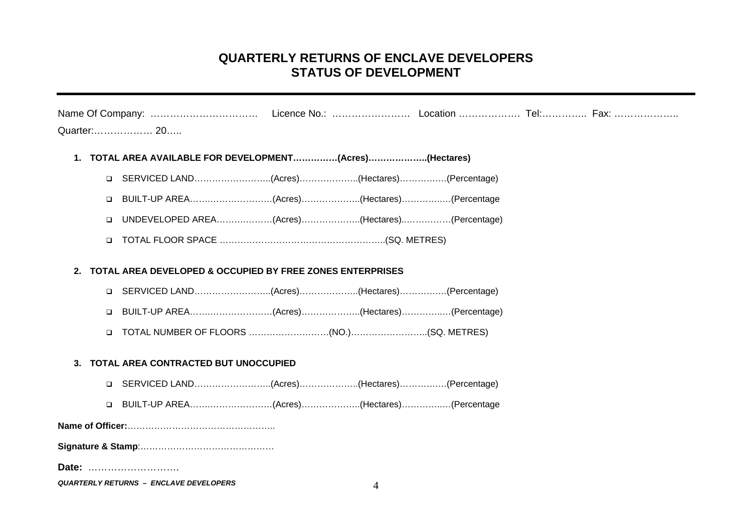# QUARTERLY RETURNS OF ENCLAVE DEVELOPERS
# STATUS OF DEVELOPMENT

---

Name Of Company: …………………………… Licence No.: …………………… Location ……………… Tel:………….. Fax: ………………..
Quarter:……………… 20…..

1. **TOTAL AREA AVAILABLE FOR DEVELOPMENT……………(Acres)………………..(Hectares)**

   - SERVICED LAND……………………..(Acres)………………..(Hectares)…………..…(Percentage)
   - BUILT-UP AREA……..………………(Acres)………………..(Hectares)…………..…(Percentage
   - UNDEVELOPED AREA…………..……(Acres)………………..(Hectares)..……………(Percentage)
   - TOTAL FLOOR SPACE ………………………………………………..(SQ. METRES)

2. **TOTAL AREA DEVELOPED & OCCUPIED BY FREE ZONES ENTERPRISES**

   - SERVICED LAND……………………..(Acres)………………..(Hectares)…………..…(Percentage)
   - BUILT-UP AREA……..………………(Acres)………………..(Hectares)…………..…(Percentage)
   - TOTAL NUMBER OF FLOORS ………………………(NO.)……………………..(SQ. METRES)

3. **TOTAL AREA CONTRACTED BUT UNOCCUPIED**

   - SERVICED LAND……………………..(Acres)………………..(Hectares)…………..…(Percentage)
   - BUILT-UP AREA……..………………(Acres)………………..(Hectares)…………..…(Percentage

**Name of Officer:**…………………………………………..

**Signature & Stamp**:………………………………………

**Date:** ……………………….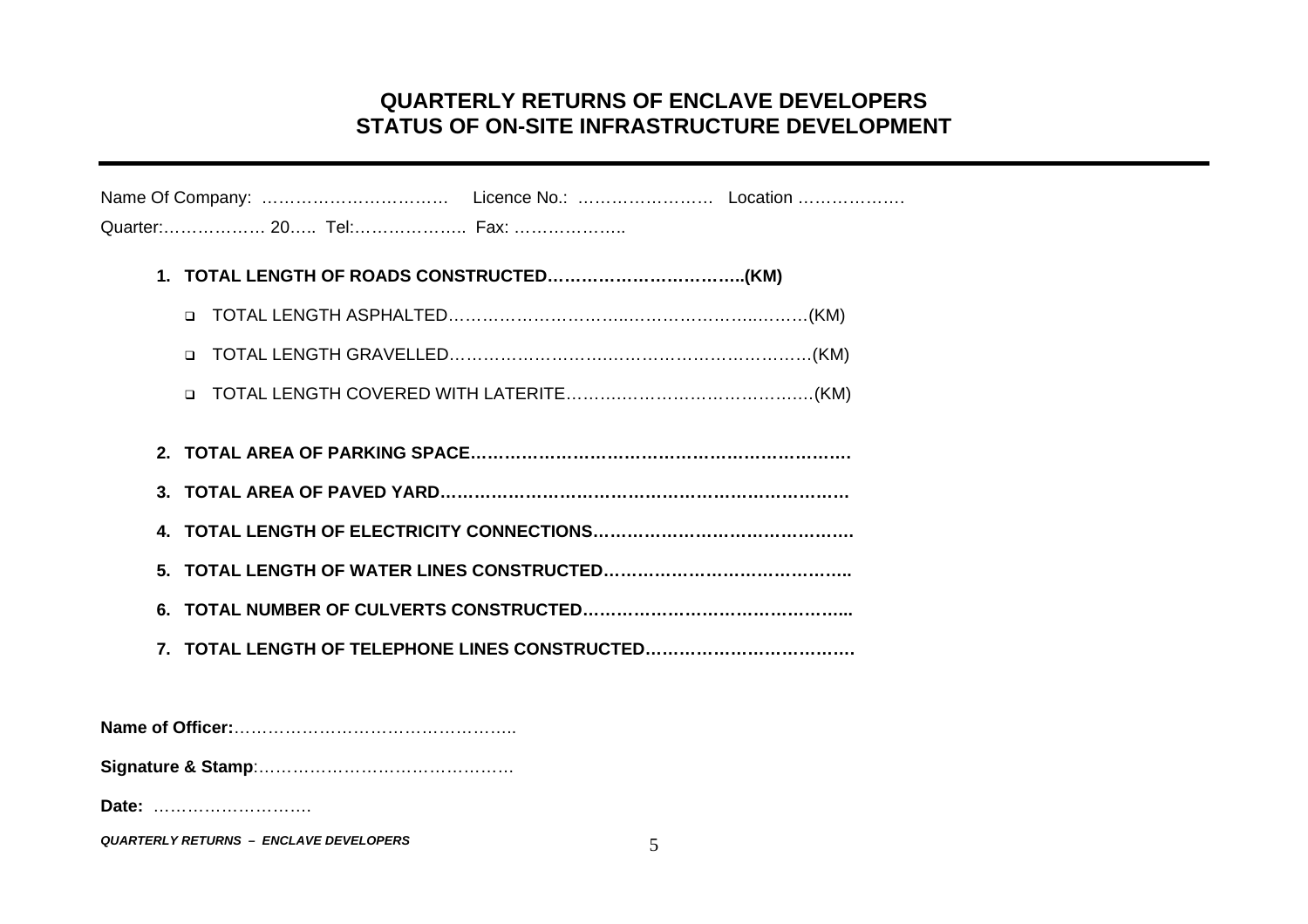# QUARTERLY RETURNS OF ENCLAVE DEVELOPERS
## STATUS OF ON-SITE INFRASTRUCTURE DEVELOPMENT

Name Of Company: …………………………… Licence No.: …………………… Location ……………….

Quarter:……………… 20….. Tel:……………….. Fax: ………………..

1. **TOTAL LENGTH OF ROADS CONSTRUCTED……………………………..(KM)**
   - TOTAL LENGTH ASPHALTED………………………….……………………..……..(KM)
   - TOTAL LENGTH GRAVELLED…………………….….……………….……………..(KM)
   - TOTAL LENGTH COVERED WITH LATERITE…………………………………….…(KM)
2. **TOTAL AREA OF PARKING SPACE………………………………………………………**
3. **TOTAL AREA OF PAVED YARD…………………………………………………………**
4. **TOTAL LENGTH OF ELECTRICITY CONNECTIONS……………………………………….**
5. **TOTAL LENGTH OF WATER LINES CONSTRUCTED……………………………………..**
6. **TOTAL NUMBER OF CULVERTS CONSTRUCTED……………………………………....**
7. **TOTAL LENGTH OF TELEPHONE LINES CONSTRUCTED………………………………**

**Name of Officer:**…………………………………………..

**Signature & Stamp**:………………………………………

**Date:** ……………………….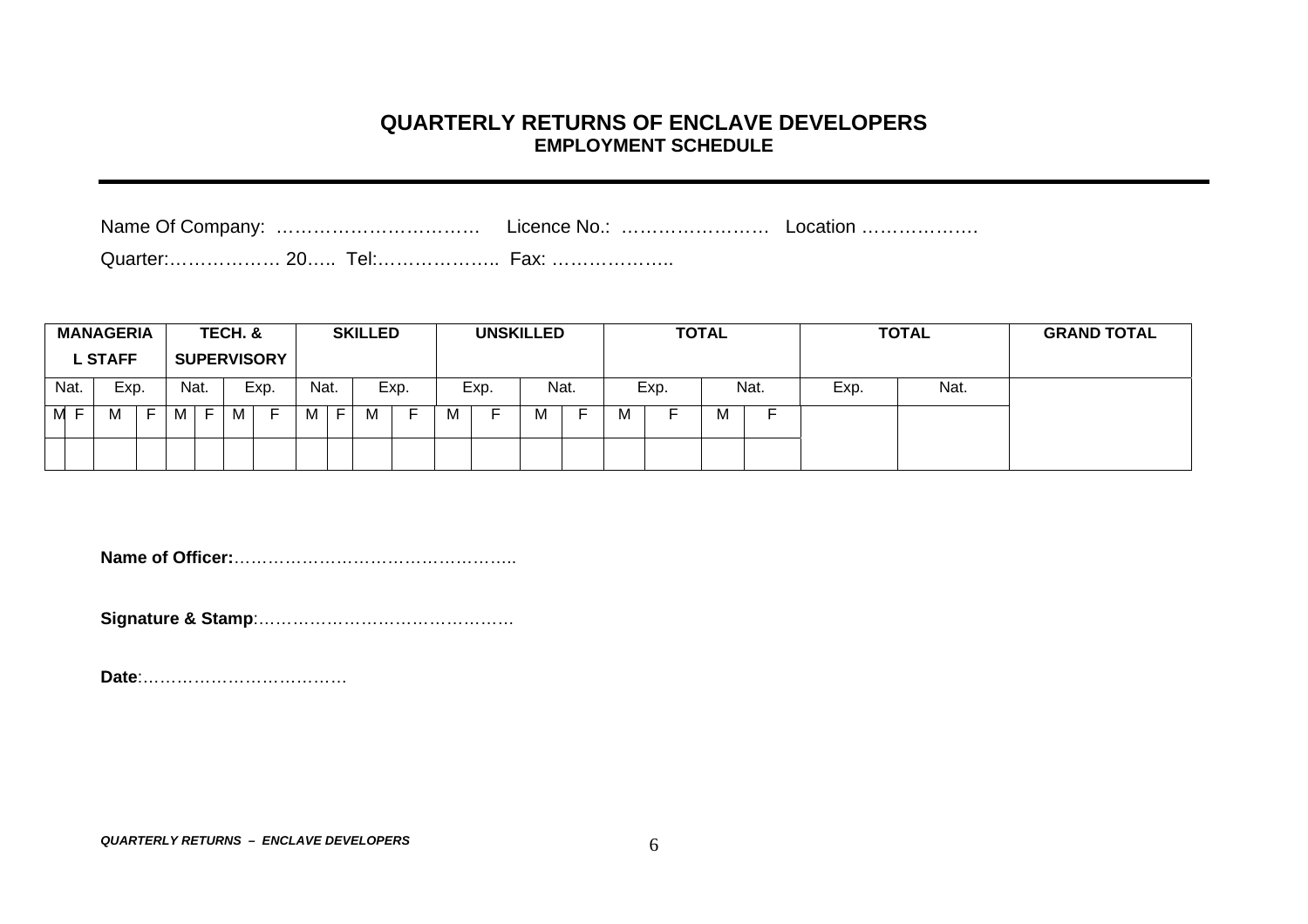## QUARTERLY RETURNS OF ENCLAVE DEVELOPERS

### EMPLOYMENT SCHEDULE

---

Name Of Company: …………………………… Licence No.: …………………… Location ……………….

Quarter:……………… 20….. Tel:……………….. Fax: ………………..

| MANAGERIAL STAFF | | | | TECH. & SUPERVISORY | | | | SKILLED | | | | UNSKILLED | | | | TOTAL | | | | TOTAL | | GRAND TOTAL |
|---|---|---|---|---|---|---|---|---|---|---|---|---|---|---|---|---|---|---|---|---|---|---|
| Nat. | | Exp. | | Nat. | | Exp. | | Nat. | | Exp. | | Exp. | | Nat. | | Exp. | | Nat. | | Exp. | Nat. | |
| M | F | M | F | M | F | M | F | M | F | M | F | M | F | M | F | M | F | M | F | | | |
| | | | | | | | | | | | | | | | | | | | | | | |

**Name of Officer:**…………………………………………..

**Signature & Stamp**:……………………………………….

**Date**:………………………………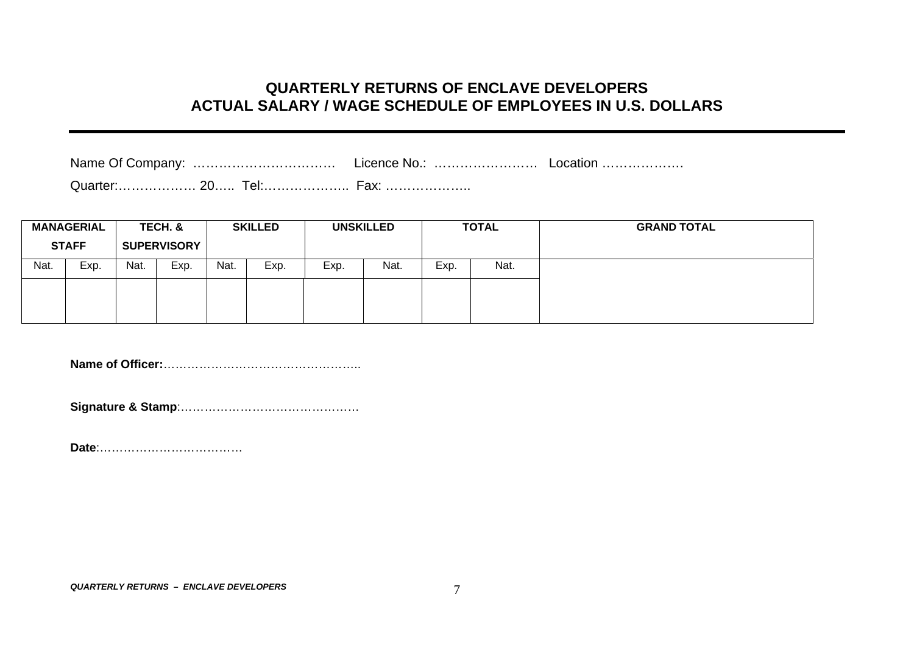# QUARTERLY RETURNS OF ENCLAVE DEVELOPERS
## ACTUAL SALARY / WAGE SCHEDULE OF EMPLOYEES IN U.S. DOLLARS

Name Of Company: …………………………… Licence No.: …………………… Location ……………….

Quarter:……………… 20….. Tel:……………….. Fax: ………………..

| MANAGERIAL STAFF | | TECH. & SUPERVISORY | | SKILLED | | UNSKILLED | | TOTAL | | GRAND TOTAL |
|---|---|---|---|---|---|---|---|---|---|---|
| Nat. | Exp. | Nat. | Exp. | Nat. | Exp. | Exp. | Nat. | Exp. | Nat. | |
| | | | | | | | | | | |

**Name of Officer:**…………………………………………..

**Signature & Stamp**:……………………………………….

**Date**:………………………………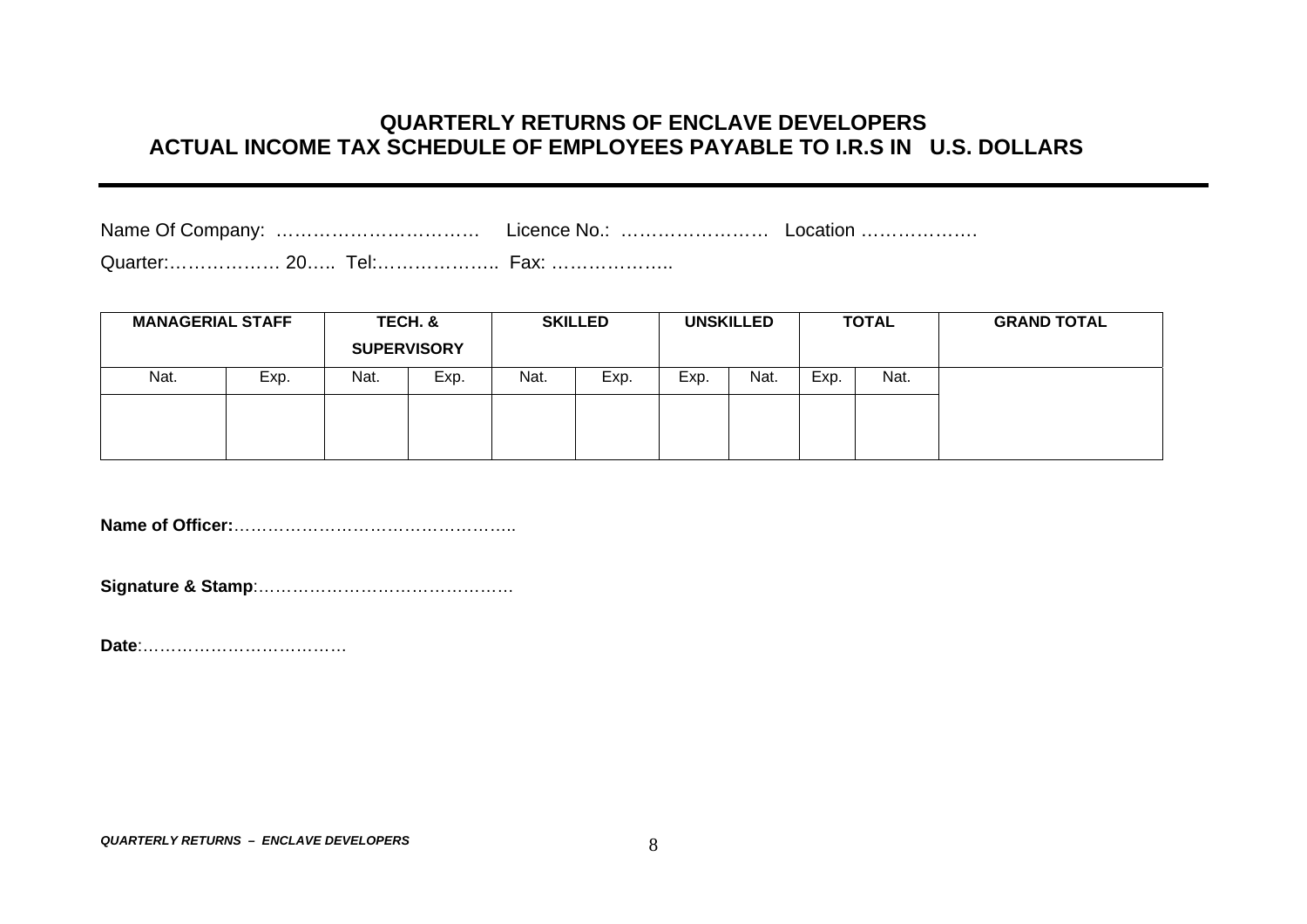# QUARTERLY RETURNS OF ENCLAVE DEVELOPERS
## ACTUAL INCOME TAX SCHEDULE OF EMPLOYEES PAYABLE TO I.R.S IN U.S. DOLLARS

---

Name Of Company: …………………………… Licence No.: …………………… Location ……………….

Quarter:……………… 20….. Tel:……………….. Fax: ………………..

| MANAGERIAL STAFF | | TECH. & SUPERVISORY | | SKILLED | | UNSKILLED | | TOTAL | | GRAND TOTAL |
|---|---|---|---|---|---|---|---|---|---|---|
| Nat. | Exp. | Nat. | Exp. | Nat. | Exp. | Exp. | Nat. | Exp. | Nat. | |
| | | | | | | | | | | |

**Name of Officer:**…………………………………………..

**Signature & Stamp**:…………………………………….

**Date**:………………………………

*QUARTERLY RETURNS – ENCLAVE DEVELOPERS*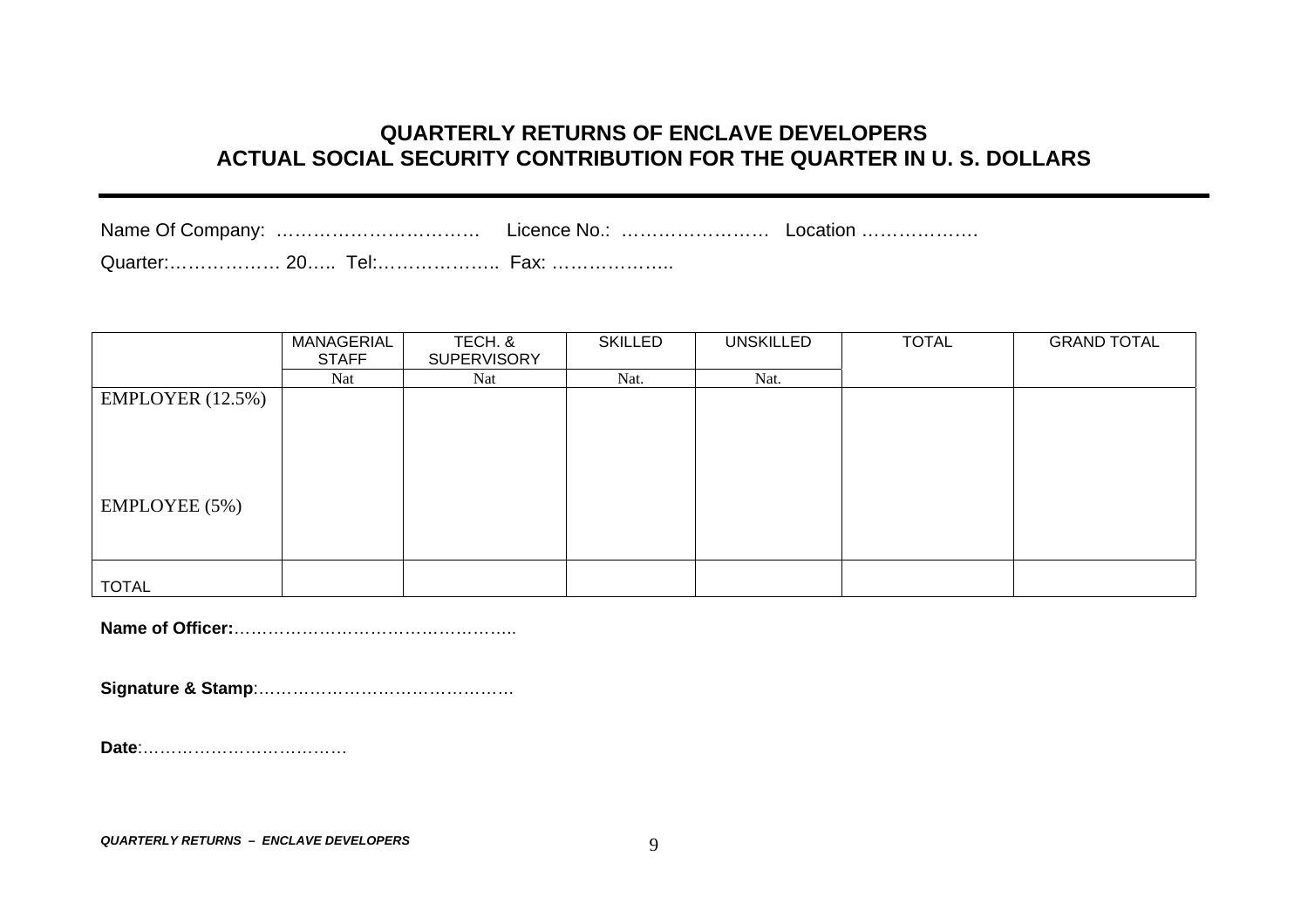# QUARTERLY RETURNS OF ENCLAVE DEVELOPERS
# ACTUAL SOCIAL SECURITY CONTRIBUTION FOR THE QUARTER IN U. S. DOLLARS

---

Name Of Company: …………………………… Licence No.: …………………… Location ……………….

Quarter:……………… 20….. Tel:……………….. Fax: ………………..

| | MANAGERIAL STAFF | TECH. & SUPERVISORY | SKILLED | UNSKILLED | TOTAL | GRAND TOTAL |
|---|---|---|---|---|---|---|
| | Nat | Nat | Nat. | Nat. | | |
| EMPLOYER (12.5%) | | | | | | |
| EMPLOYEE (5%) | | | | | | |
| TOTAL | | | | | | |

**Name of Officer:**…………………………………………..

**Signature & Stamp**:………………………………………

**Date**:………………………………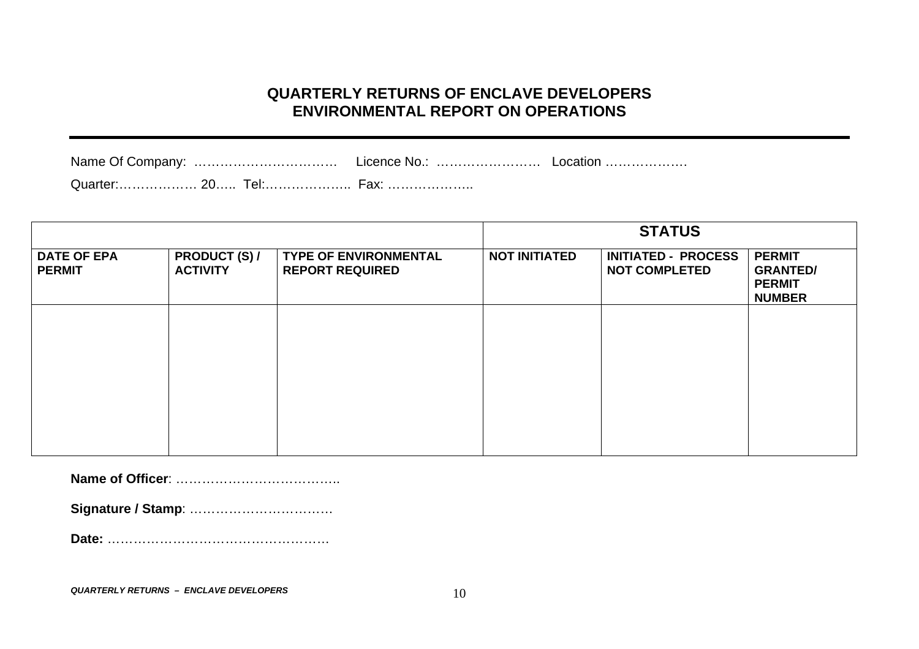# QUARTERLY RETURNS OF ENCLAVE DEVELOPERS
# ENVIRONMENTAL REPORT ON OPERATIONS

---

Name Of Company: …………………………… Licence No.: …………………… Location ……………….

Quarter:……………… 20….. Tel:……………….. Fax: ………………..

| | | | **STATUS** | | |
|---|---|---|---|---|---|
| **DATE OF EPA PERMIT** | **PRODUCT (S) / ACTIVITY** | **TYPE OF ENVIRONMENTAL REPORT REQUIRED** | **NOT INITIATED** | **INITIATED - PROCESS NOT COMPLETED** | **PERMIT GRANTED/ PERMIT NUMBER** |
| | | | | | |

**Name of Officer**: ……………………………….

**Signature / Stamp**: ……………………………

**Date:** ……………………………………………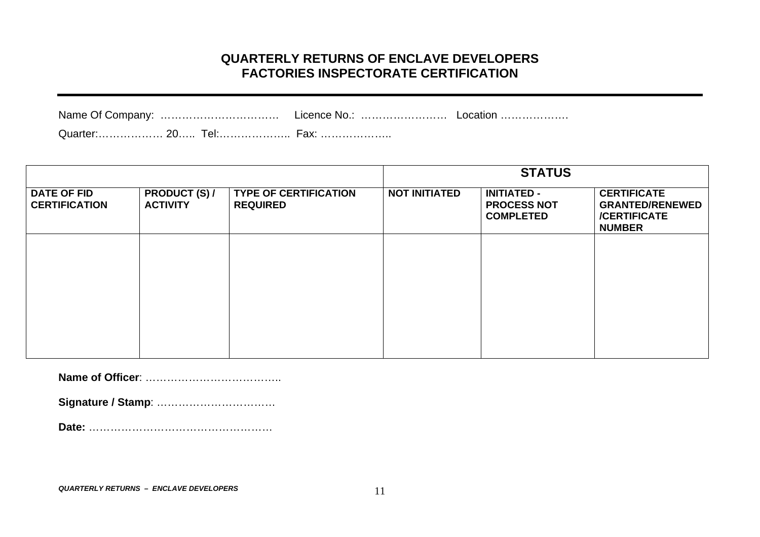## QUARTERLY RETURNS OF ENCLAVE DEVELOPERS
## FACTORIES INSPECTORATE CERTIFICATION

---

Name Of Company: …………………………… Licence No.: …………………… Location ……………….

Quarter:……………… 20….. Tel:……………….. Fax: ………………..

| | | | **STATUS** | | |
|---|---|---|---|---|---|
| **DATE OF FID CERTIFICATION** | **PRODUCT (S) / ACTIVITY** | **TYPE OF CERTIFICATION REQUIRED** | **NOT INITIATED** | **INITIATED - PROCESS NOT COMPLETED** | **CERTIFICATE GRANTED/RENEWED /CERTIFICATE NUMBER** |
| | | | | | |

**Name of Officer**: ………………………………..

**Signature / Stamp**: ……………………………

**Date:** ……………………………………………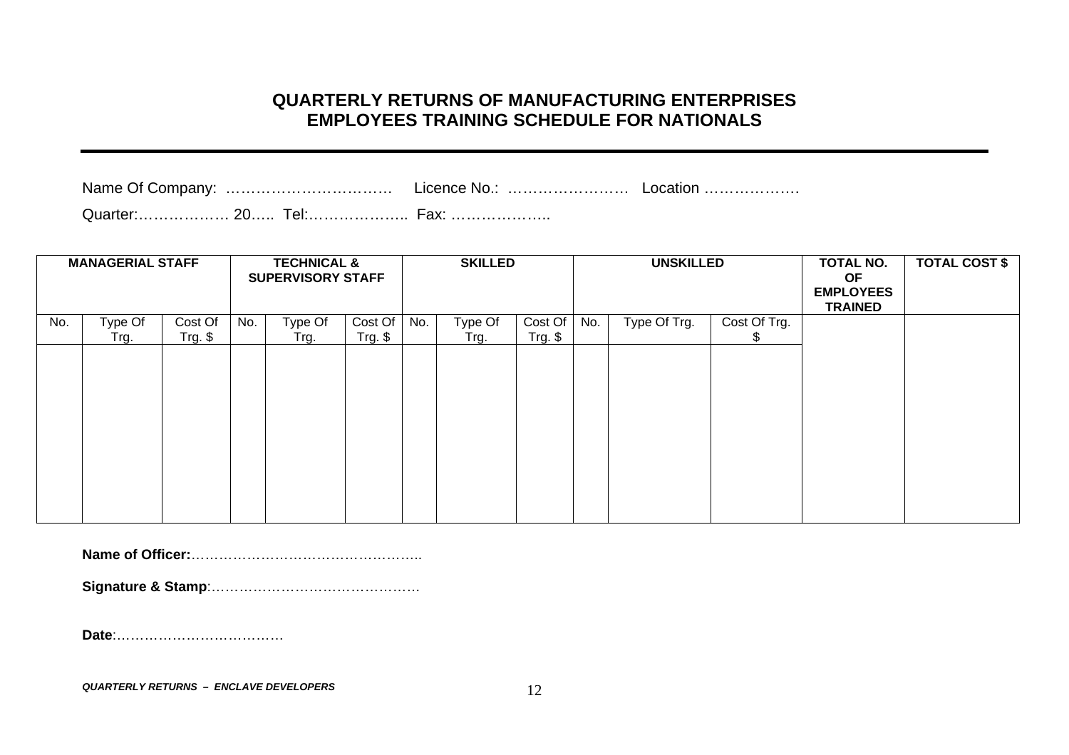# QUARTERLY RETURNS OF MANUFACTURING ENTERPRISES
# EMPLOYEES TRAINING SCHEDULE FOR NATIONALS

---

Name Of Company: ……………………………  Licence No.: ……………………  Location ……………….

Quarter:……………… 20….. Tel:……………….. Fax: ………………..

| **MANAGERIAL STAFF** | | | **TECHNICAL & SUPERVISORY STAFF** | | | **SKILLED** | | | **UNSKILLED** | | | **TOTAL NO. OF EMPLOYEES TRAINED** | **TOTAL COST $** |
|---|---|---|---|---|---|---|---|---|---|---|---|---|---|
| No. | Type Of Trg. | Cost Of Trg. $ | No. | Type Of Trg. | Cost Of Trg. $ | No. | Type Of Trg. | Cost Of Trg. $ | No. | Type Of Trg. | Cost Of Trg. $ | | |
| | | | | | | | | | | | | | |

**Name of Officer:**…………………………………………..

**Signature & Stamp**:………………………………………

**Date**:………………………………

*QUARTERLY RETURNS – ENCLAVE DEVELOPERS*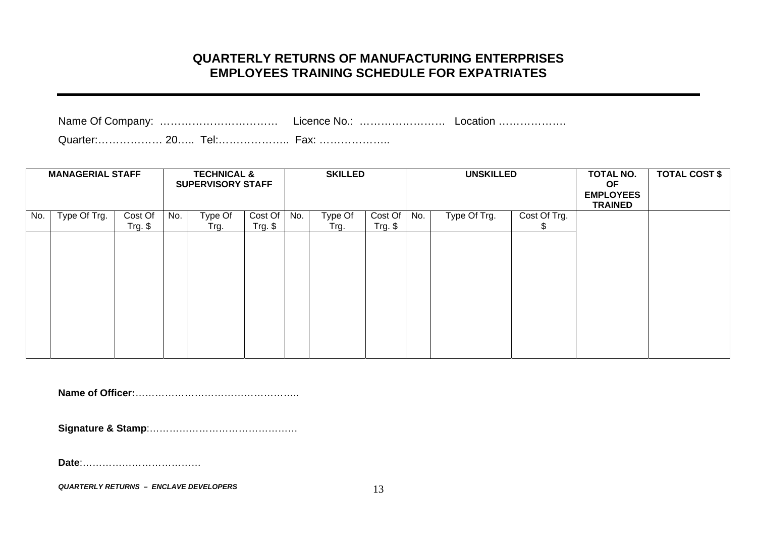## QUARTERLY RETURNS OF MANUFACTURING ENTERPRISES
## EMPLOYEES TRAINING SCHEDULE FOR EXPATRIATES

---

Name Of Company: …………………………… Licence No.: …………………… Location ……………….

Quarter:……………… 20….. Tel:……………….. Fax: ………………..

| MANAGERIAL STAFF | | | TECHNICAL & SUPERVISORY STAFF | | | SKILLED | | | UNSKILLED | | | TOTAL NO. OF EMPLOYEES TRAINED | TOTAL COST $ |
|---|---|---|---|---|---|---|---|---|---|---|---|---|---|
| No. | Type Of Trg. | Cost Of Trg. $ | No. | Type Of Trg. | Cost Of Trg. $ | No. | Type Of Trg. | Cost Of Trg. $ | No. | Type Of Trg. | Cost Of Trg. $ | | |
| | | | | | | | | | | | | | |

**Name of Officer:**…………………………………………..

**Signature & Stamp**:……………………………………….

**Date**:………………………………

*QUARTERLY RETURNS – ENCLAVE DEVELOPERS*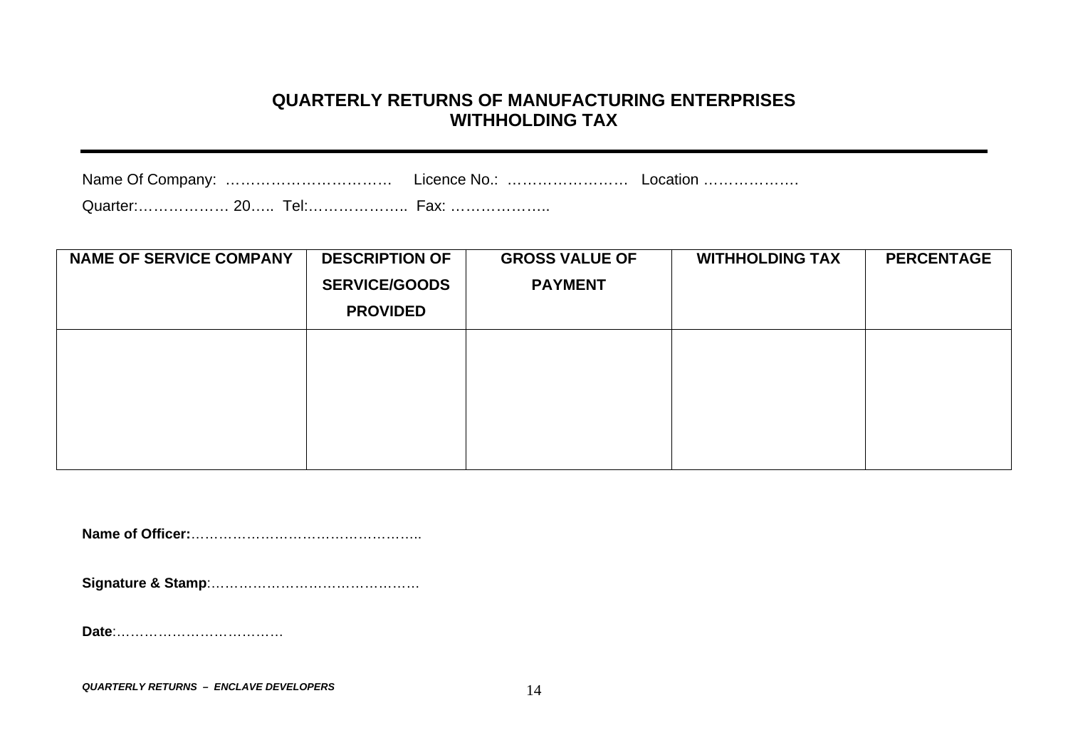## QUARTERLY RETURNS OF MANUFACTURING ENTERPRISES
## WITHHOLDING TAX

---

Name Of Company: …………………………… Licence No.: …………………… Location ……………….

Quarter:……………… 20….. Tel:……………….. Fax: ………………..

| NAME OF SERVICE COMPANY | DESCRIPTION OF SERVICE/GOODS PROVIDED | GROSS VALUE OF PAYMENT | WITHHOLDING TAX | PERCENTAGE |
|---|---|---|---|---|
| | | | | |

**Name of Officer:**…………………………………………..

**Signature & Stamp**:………………………………………

**Date**:………………………………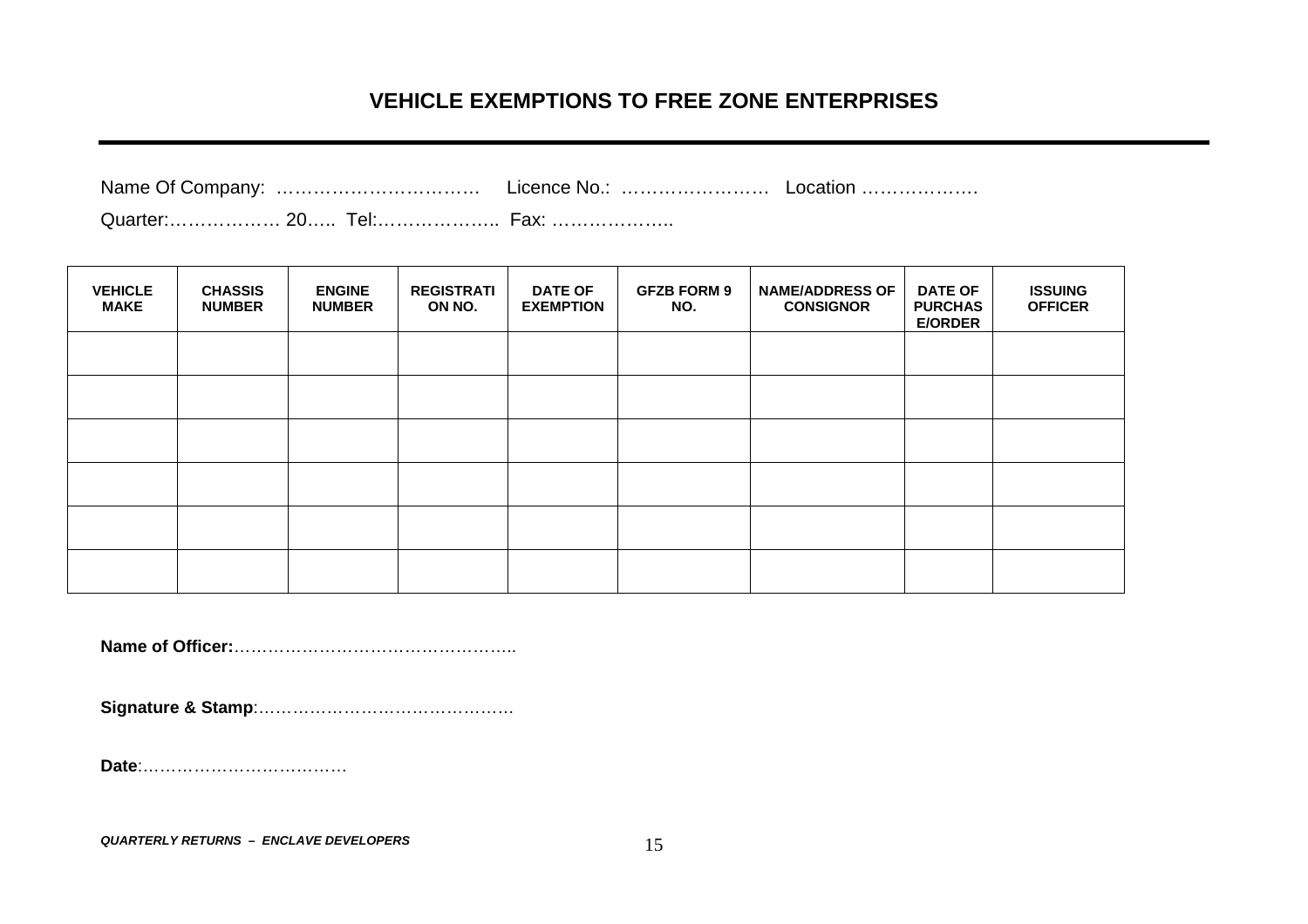# VEHICLE EXEMPTIONS TO FREE ZONE ENTERPRISES

Name Of Company: …………………………… Licence No.: …………………… Location ……………….

Quarter:……………… 20….. Tel:……………….. Fax: ………………..

| VEHICLE MAKE | CHASSIS NUMBER | ENGINE NUMBER | REGISTRATION NO. | DATE OF EXEMPTION | GFZB FORM 9 NO. | NAME/ADDRESS OF CONSIGNOR | DATE OF PURCHASE/ORDER | ISSUING OFFICER |
|---|---|---|---|---|---|---|---|---|
| | | | | | | | | |
| | | | | | | | | |
| | | | | | | | | |
| | | | | | | | | |
| | | | | | | | | |
| | | | | | | | | |

**Name of Officer:**…………………………………………..

**Signature & Stamp**:………………………………………

**Date**:………………………………

***QUARTERLY RETURNS – ENCLAVE DEVELOPERS***